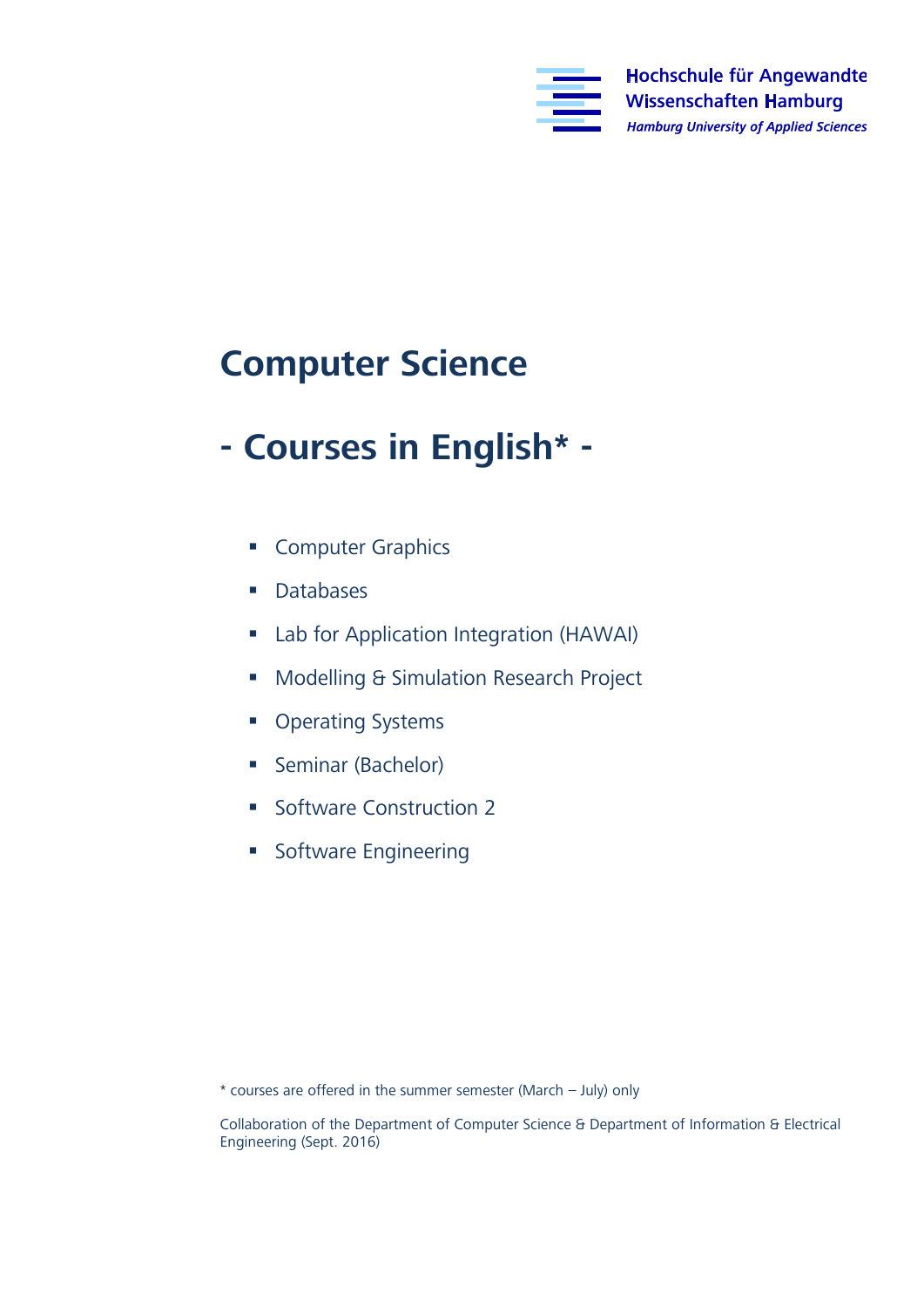Hochschule für Angewandte Wissenschaften Hamburg

*Hamburg University of Applied Sciences*

# Computer Science

# - Courses in English* -

- Computer Graphics
- Databases
- Lab for Application Integration (HAWAI)
- Modelling & Simulation Research Project
- Operating Systems
- Seminar (Bachelor)
- Software Construction 2
- Software Engineering

* courses are offered in the summer semester (March – July) only

Collaboration of the Department of Computer Science & Department of Information & Electrical Engineering (Sept. 2016)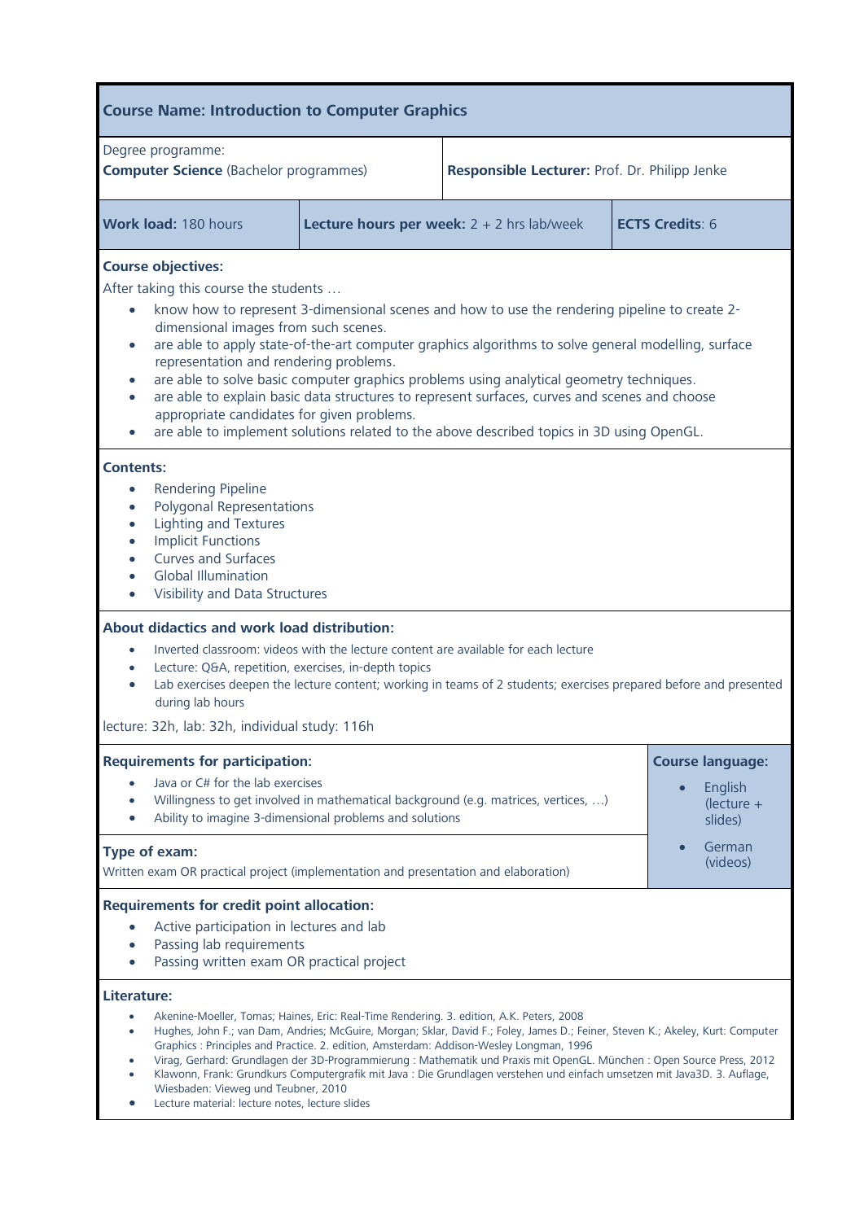## Course Name: Introduction to Computer Graphics

| Degree programme: **Computer Science** (Bachelor programmes) | **Responsible Lecturer:** Prof. Dr. Philipp Jenke | |
|---|---|---|
| **Work load:** 180 hours | **Lecture hours per week:** 2 + 2 hrs lab/week | **ECTS Credits**: 6 |

**Course objectives:**

After taking this course the students …

- know how to represent 3-dimensional scenes and how to use the rendering pipeline to create 2-dimensional images from such scenes.
- are able to apply state-of-the-art computer graphics algorithms to solve general modelling, surface representation and rendering problems.
- are able to solve basic computer graphics problems using analytical geometry techniques.
- are able to explain basic data structures to represent surfaces, curves and scenes and choose appropriate candidates for given problems.
- are able to implement solutions related to the above described topics in 3D using OpenGL.

**Contents:**

- Rendering Pipeline
- Polygonal Representations
- Lighting and Textures
- Implicit Functions
- Curves and Surfaces
- Global Illumination
- Visibility and Data Structures

**About didactics and work load distribution:**

- Inverted classroom: videos with the lecture content are available for each lecture
- Lecture: Q&A, repetition, exercises, in-depth topics
- Lab exercises deepen the lecture content; working in teams of 2 students; exercises prepared before and presented during lab hours

lecture: 32h, lab: 32h, individual study: 116h

**Requirements for participation:**

- Java or C# for the lab exercises
- Willingness to get involved in mathematical background (e.g. matrices, vertices, …)
- Ability to imagine 3-dimensional problems and solutions

**Course language:**

- English (lecture + slides)
- German (videos)

**Type of exam:**

Written exam OR practical project (implementation and presentation and elaboration)

**Requirements for credit point allocation:**

- Active participation in lectures and lab
- Passing lab requirements
- Passing written exam OR practical project

**Literature:**

- Akenine-Moeller, Tomas; Haines, Eric: Real-Time Rendering. 3. edition, A.K. Peters, 2008
- Hughes, John F.; van Dam, Andries; McGuire, Morgan; Sklar, David F.; Foley, James D.; Feiner, Steven K.; Akeley, Kurt: Computer Graphics : Principles and Practice. 2. edition, Amsterdam: Addison-Wesley Longman, 1996
- Virag, Gerhard: Grundlagen der 3D-Programmierung : Mathematik und Praxis mit OpenGL. München : Open Source Press, 2012
- Klawonn, Frank: Grundkurs Computergrafik mit Java : Die Grundlagen verstehen und einfach umsetzen mit Java3D. 3. Auflage, Wiesbaden: Vieweg und Teubner, 2010
- Lecture material: lecture notes, lecture slides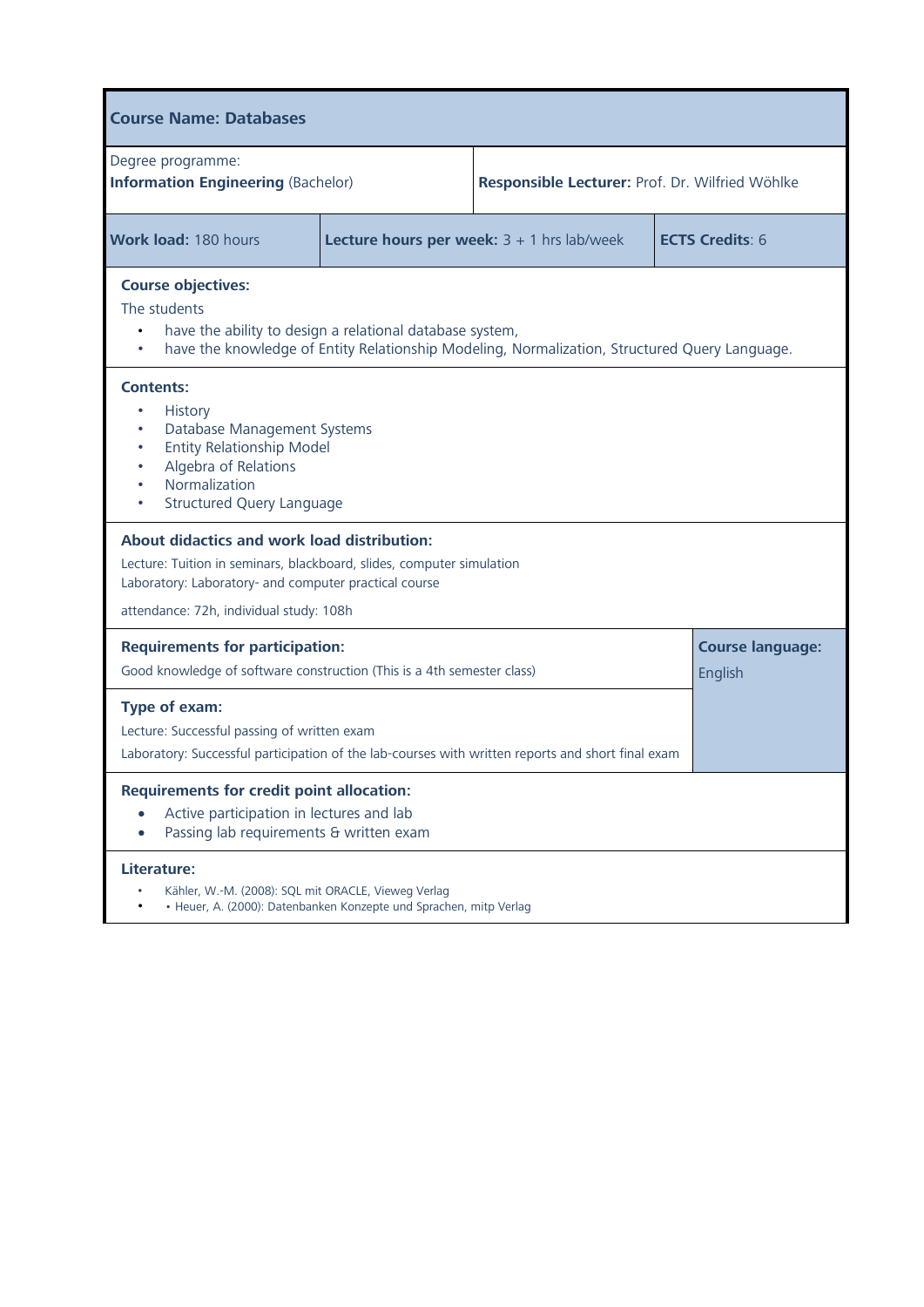| **Course Name: Databases** | | |
|---|---|---|
| Degree programme: **Information Engineering** (Bachelor) | **Responsible Lecturer:** Prof. Dr. Wilfried Wöhlke | |
| **Work load:** 180 hours | **Lecture hours per week:** 3 + 1 hrs lab/week | **ECTS Credits**: 6 |

**Course objectives:**

The students

- have the ability to design a relational database system,
- have the knowledge of Entity Relationship Modeling, Normalization, Structured Query Language.

**Contents:**

- History
- Database Management Systems
- Entity Relationship Model
- Algebra of Relations
- Normalization
- Structured Query Language

**About didactics and work load distribution:**

Lecture: Tuition in seminars, blackboard, slides, computer simulation
Laboratory: Laboratory- and computer practical course

attendance: 72h, individual study: 108h

**Requirements for participation:**

Good knowledge of software construction (This is a 4th semester class)

**Course language:** English

**Type of exam:**

Lecture: Successful passing of written exam
Laboratory: Successful participation of the lab-courses with written reports and short final exam

**Requirements for credit point allocation:**

- Active participation in lectures and lab
- Passing lab requirements & written exam

**Literature:**

- Kähler, W.-M. (2008): SQL mit ORACLE, Vieweg Verlag
- • Heuer, A. (2000): Datenbanken Konzepte und Sprachen, mitp Verlag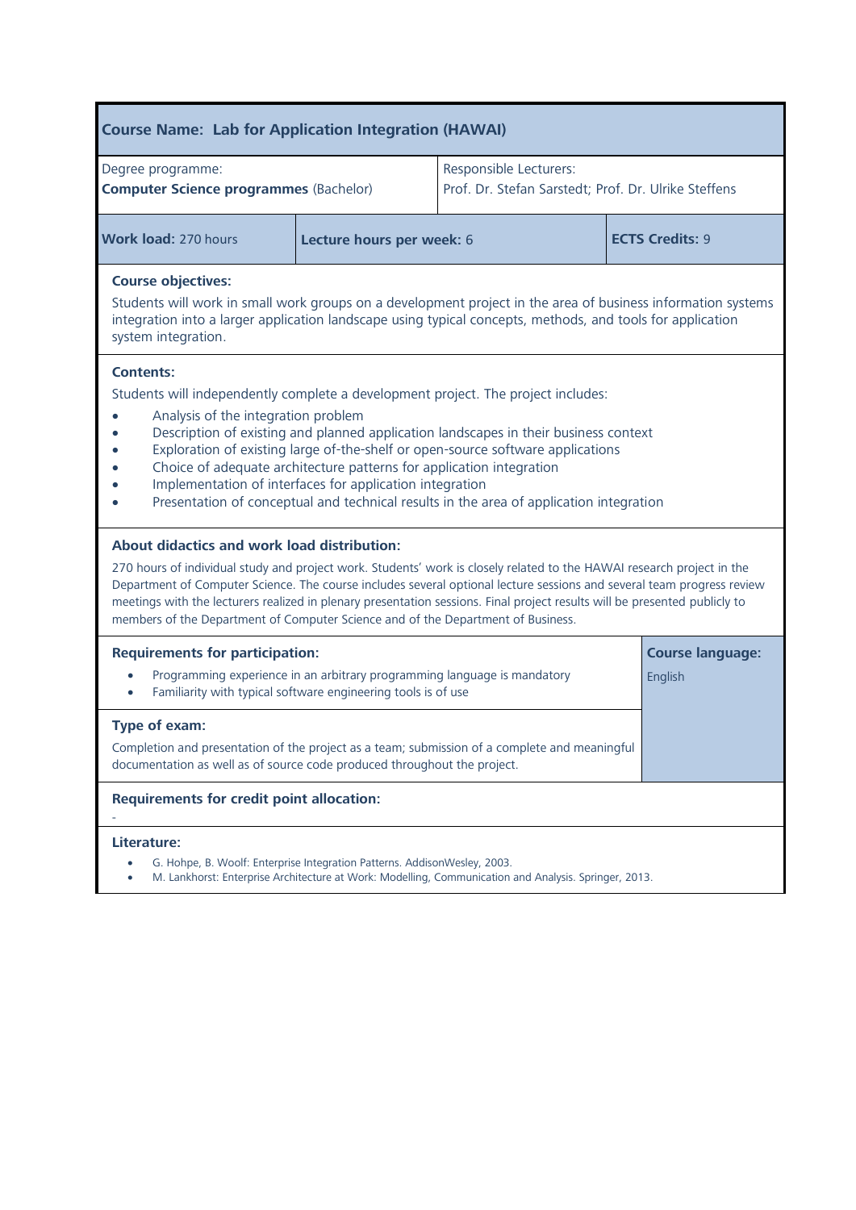## Course Name: Lab for Application Integration (HAWAI)

| Degree programme: **Computer Science programmes** (Bachelor) | Responsible Lecturers: Prof. Dr. Stefan Sarstedt; Prof. Dr. Ulrike Steffens |
|---|---|

| **Work load:** 270 hours | **Lecture hours per week:** 6 | **ECTS Credits:** 9 |
|---|---|---|

### Course objectives:

Students will work in small work groups on a development project in the area of business information systems integration into a larger application landscape using typical concepts, methods, and tools for application system integration.

### Contents:

Students will independently complete a development project. The project includes:

- Analysis of the integration problem
- Description of existing and planned application landscapes in their business context
- Exploration of existing large of-the-shelf or open-source software applications
- Choice of adequate architecture patterns for application integration
- Implementation of interfaces for application integration
- Presentation of conceptual and technical results in the area of application integration

### About didactics and work load distribution:

270 hours of individual study and project work. Students' work is closely related to the HAWAI research project in the Department of Computer Science. The course includes several optional lecture sessions and several team progress review meetings with the lecturers realized in plenary presentation sessions. Final project results will be presented publicly to members of the Department of Computer Science and of the Department of Business.

### Requirements for participation:

- Programming experience in an arbitrary programming language is mandatory
- Familiarity with typical software engineering tools is of use

### Course language:

English

### Type of exam:

Completion and presentation of the project as a team; submission of a complete and meaningful documentation as well as of source code produced throughout the project.

### Requirements for credit point allocation:

-

### Literature:

- G. Hohpe, B. Woolf: Enterprise Integration Patterns. AddisonWesley, 2003.
- M. Lankhorst: Enterprise Architecture at Work: Modelling, Communication and Analysis. Springer, 2013.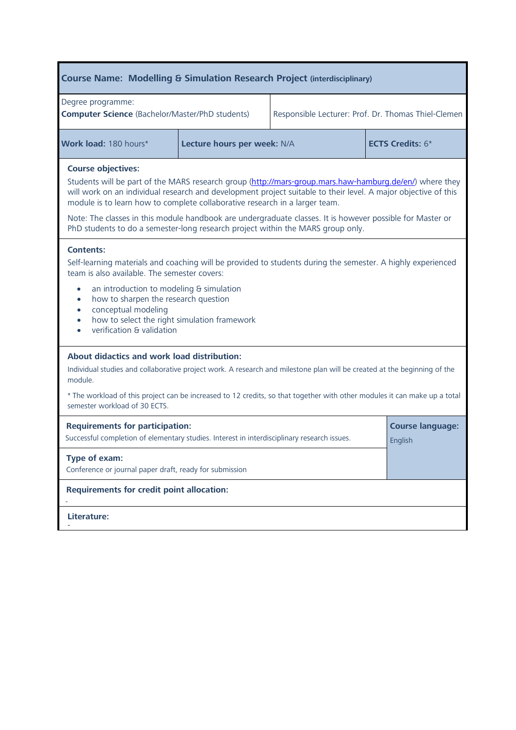## Course Name: Modelling & Simulation Research Project (interdisciplinary)

| Degree programme:<br>**Computer Science** (Bachelor/Master/PhD students) | Responsible Lecturer: Prof. Dr. Thomas Thiel-Clemen |
|---|---|

| **Work load:** 180 hours* | **Lecture hours per week:** N/A | **ECTS Credits:** 6* |
|---|---|---|

**Course objectives:**

Students will be part of the MARS research group (http://mars-group.mars.haw-hamburg.de/en/) where they will work on an individual research and development project suitable to their level. A major objective of this module is to learn how to complete collaborative research in a larger team.

Note: The classes in this module handbook are undergraduate classes. It is however possible for Master or PhD students to do a semester-long research project within the MARS group only.

**Contents:**

Self-learning materials and coaching will be provided to students during the semester. A highly experienced team is also available. The semester covers:

- an introduction to modeling & simulation
- how to sharpen the research question
- conceptual modeling
- how to select the right simulation framework
- verification & validation

**About didactics and work load distribution:**

Individual studies and collaborative project work. A research and milestone plan will be created at the beginning of the module.

* The workload of this project can be increased to 12 credits, so that together with other modules it can make up a total semester workload of 30 ECTS.

**Requirements for participation:**

Successful completion of elementary studies. Interest in interdisciplinary research issues.

**Course language:**

English

**Type of exam:**

Conference or journal paper draft, ready for submission

**Requirements for credit point allocation:**

-

**Literature:**

-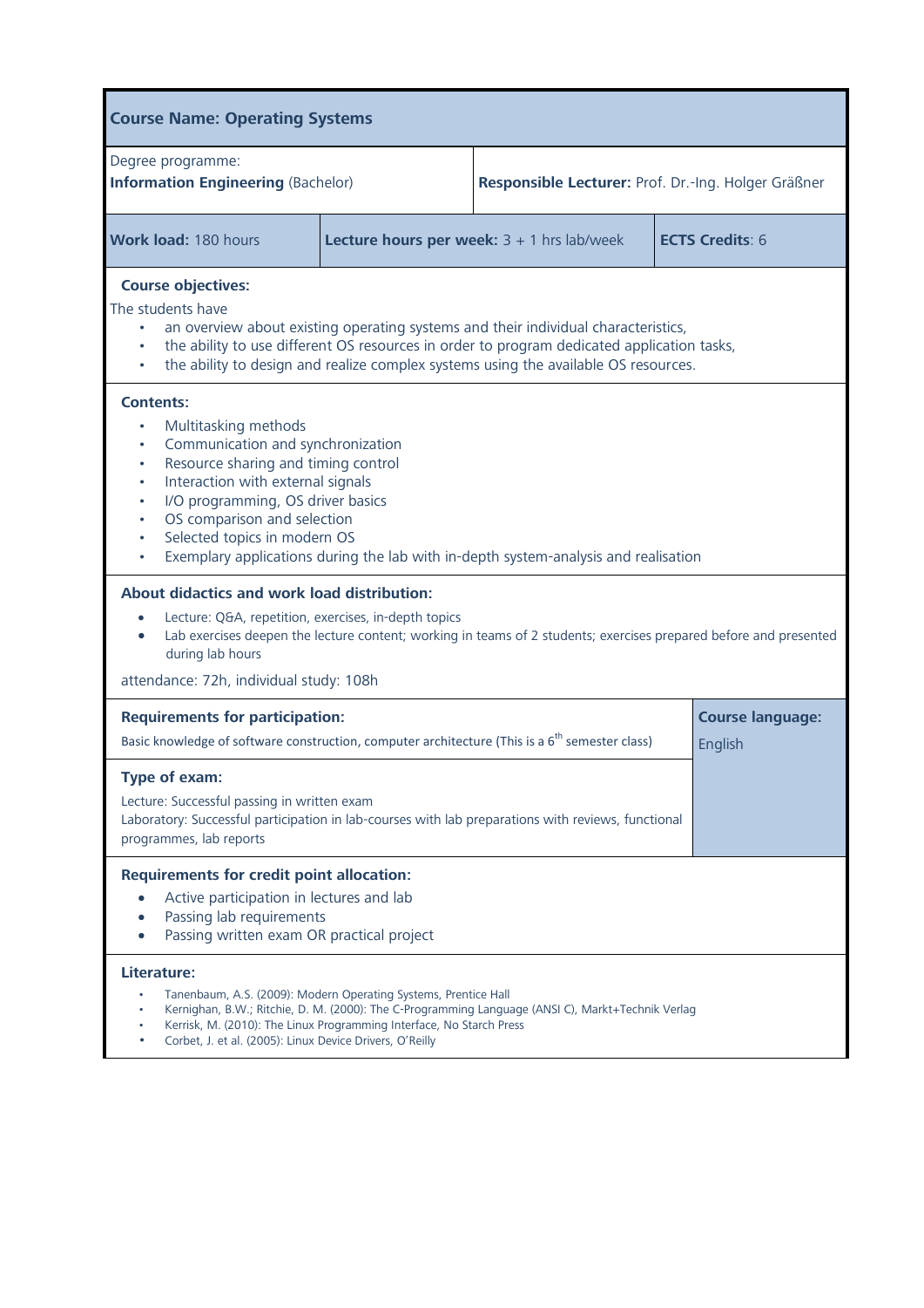## Course Name: Operating Systems

| Degree programme: **Information Engineering** (Bachelor) | **Responsible Lecturer:** Prof. Dr.-Ing. Holger Gräßner | |
|---|---|---|
| **Work load:** 180 hours | **Lecture hours per week:** 3 + 1 hrs lab/week | **ECTS Credits**: 6 |

**Course objectives:**

The students have

- an overview about existing operating systems and their individual characteristics,
- the ability to use different OS resources in order to program dedicated application tasks,
- the ability to design and realize complex systems using the available OS resources.

**Contents:**

- Multitasking methods
- Communication and synchronization
- Resource sharing and timing control
- Interaction with external signals
- I/O programming, OS driver basics
- OS comparison and selection
- Selected topics in modern OS
- Exemplary applications during the lab with in-depth system-analysis and realisation

**About didactics and work load distribution:**

- Lecture: Q&A, repetition, exercises, in-depth topics
- Lab exercises deepen the lecture content; working in teams of 2 students; exercises prepared before and presented during lab hours

attendance: 72h, individual study: 108h

**Requirements for participation:**

Basic knowledge of software construction, computer architecture (This is a 6th semester class)

**Course language:** English

**Type of exam:**

Lecture: Successful passing in written exam
Laboratory: Successful participation in lab-courses with lab preparations with reviews, functional programmes, lab reports

**Requirements for credit point allocation:**

- Active participation in lectures and lab
- Passing lab requirements
- Passing written exam OR practical project

**Literature:**

- Tanenbaum, A.S. (2009): Modern Operating Systems, Prentice Hall
- Kernighan, B.W.; Ritchie, D. M. (2000): The C-Programming Language (ANSI C), Markt+Technik Verlag
- Kerrisk, M. (2010): The Linux Programming Interface, No Starch Press
- Corbet, J. et al. (2005): Linux Device Drivers, O'Reilly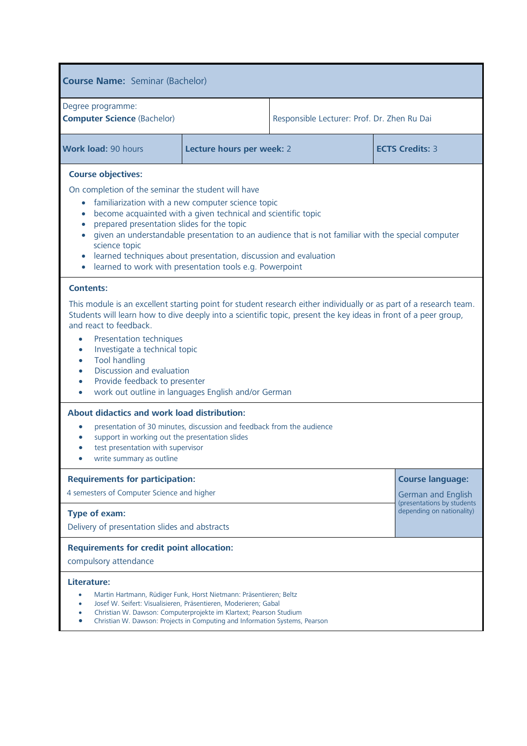**Course Name:** Seminar (Bachelor)

| Degree programme: **Computer Science** (Bachelor) | Responsible Lecturer: Prof. Dr. Zhen Ru Dai |
|---|---|

| **Work load:** 90 hours | **Lecture hours per week:** 2 | **ECTS Credits:** 3 |
|---|---|---|

**Course objectives:**

On completion of the seminar the student will have

- familiarization with a new computer science topic
- become acquainted with a given technical and scientific topic
- prepared presentation slides for the topic
- given an understandable presentation to an audience that is not familiar with the special computer science topic
- learned techniques about presentation, discussion and evaluation
- learned to work with presentation tools e.g. Powerpoint

**Contents:**

This module is an excellent starting point for student research either individually or as part of a research team. Students will learn how to dive deeply into a scientific topic, present the key ideas in front of a peer group, and react to feedback.

- Presentation techniques
- Investigate a technical topic
- Tool handling
- Discussion and evaluation
- Provide feedback to presenter
- work out outline in languages English and/or German

**About didactics and work load distribution:**

- presentation of 30 minutes, discussion and feedback from the audience
- support in working out the presentation slides
- test presentation with supervisor
- write summary as outline

**Requirements for participation:**

4 semesters of Computer Science and higher

**Course language:**

German and English (presentations by students depending on nationality)

**Type of exam:**

Delivery of presentation slides and abstracts

**Requirements for credit point allocation:**

compulsory attendance

**Literature:**

- Martin Hartmann, Rüdiger Funk, Horst Nietmann: Präsentieren; Beltz
- Josef W. Seifert: Visualisieren, Präsentieren, Moderieren; Gabal
- Christian W. Dawson: Computerprojekte im Klartext; Pearson Studium
- Christian W. Dawson: Projects in Computing and Information Systems, Pearson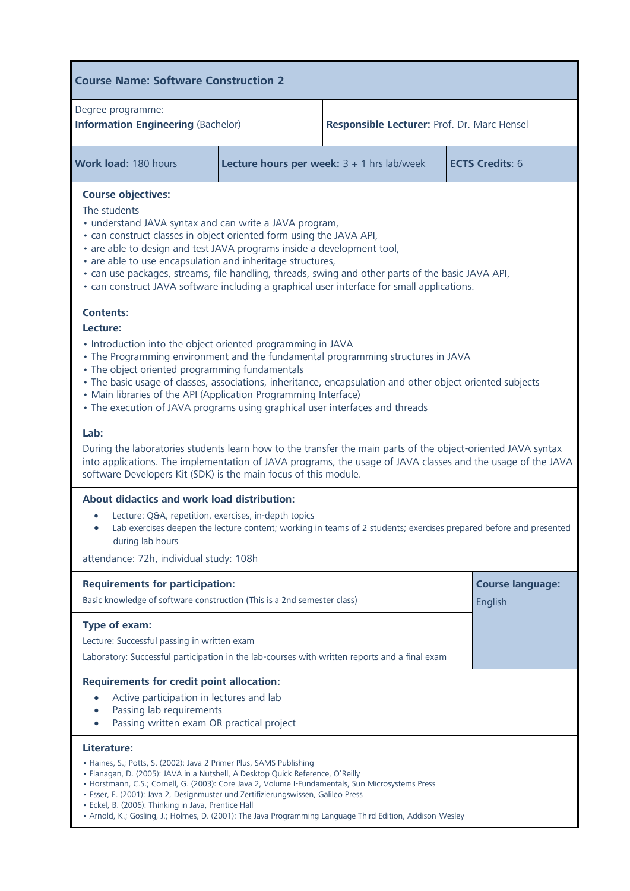## Course Name: Software Construction 2

| Degree programme: **Information Engineering** (Bachelor) | | **Responsible Lecturer:** Prof. Dr. Marc Hensel |
|---|---|---|
| **Work load:** 180 hours | **Lecture hours per week:** 3 + 1 hrs lab/week | **ECTS Credits**: 6 |

**Course objectives:**

The students

- understand JAVA syntax and can write a JAVA program,
- can construct classes in object oriented form using the JAVA API,
- are able to design and test JAVA programs inside a development tool,
- are able to use encapsulation and inheritage structures,
- can use packages, streams, file handling, threads, swing and other parts of the basic JAVA API,
- can construct JAVA software including a graphical user interface for small applications.

**Contents:**

**Lecture:**

- Introduction into the object oriented programming in JAVA
- The Programming environment and the fundamental programming structures in JAVA
- The object oriented programming fundamentals
- The basic usage of classes, associations, inheritance, encapsulation and other object oriented subjects
- Main libraries of the API (Application Programming Interface)
- The execution of JAVA programs using graphical user interfaces and threads

**Lab:**

During the laboratories students learn how to the transfer the main parts of the object-oriented JAVA syntax into applications. The implementation of JAVA programs, the usage of JAVA classes and the usage of the JAVA software Developers Kit (SDK) is the main focus of this module.

**About didactics and work load distribution:**

- Lecture: Q&A, repetition, exercises, in-depth topics
- Lab exercises deepen the lecture content; working in teams of 2 students; exercises prepared before and presented during lab hours

attendance: 72h, individual study: 108h

**Requirements for participation:**

Basic knowledge of software construction (This is a 2nd semester class)

**Course language:** English

**Type of exam:**

Lecture: Successful passing in written exam

Laboratory: Successful participation in the lab-courses with written reports and a final exam

**Requirements for credit point allocation:**

- Active participation in lectures and lab
- Passing lab requirements
- Passing written exam OR practical project

**Literature:**

- Haines, S.; Potts, S. (2002): Java 2 Primer Plus, SAMS Publishing
- Flanagan, D. (2005): JAVA in a Nutshell, A Desktop Quick Reference, O'Reilly
- Horstmann, C.S.; Cornell, G. (2003): Core Java 2, Volume I-Fundamentals, Sun Microsystems Press
- Esser, F. (2001): Java 2, Designmuster und Zertifizierungswissen, Galileo Press
- Eckel, B. (2006): Thinking in Java, Prentice Hall
- Arnold, K.; Gosling, J.; Holmes, D. (2001): The Java Programming Language Third Edition, Addison-Wesley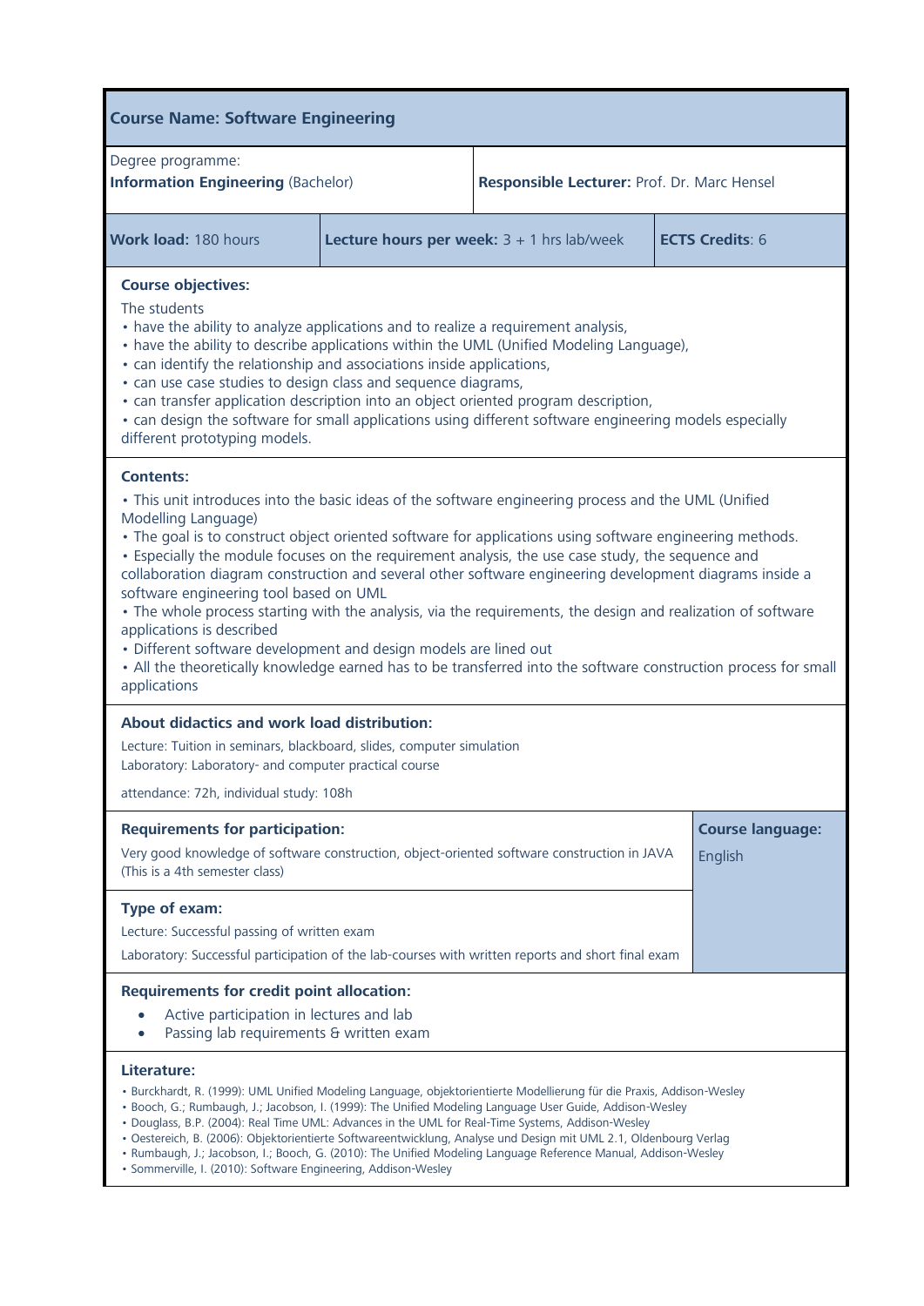## Course Name: Software Engineering

| | | |
|---|---|---|
| Degree programme: **Information Engineering** (Bachelor) | | **Responsible Lecturer:** Prof. Dr. Marc Hensel |
| **Work load:** 180 hours | **Lecture hours per week:** 3 + 1 hrs lab/week | **ECTS Credits**: 6 |

### Course objectives:

The students

- have the ability to analyze applications and to realize a requirement analysis,
- have the ability to describe applications within the UML (Unified Modeling Language),
- can identify the relationship and associations inside applications,
- can use case studies to design class and sequence diagrams,
- can transfer application description into an object oriented program description,
- can design the software for small applications using different software engineering models especially different prototyping models.

### Contents:

- This unit introduces into the basic ideas of the software engineering process and the UML (Unified Modelling Language)
- The goal is to construct object oriented software for applications using software engineering methods.
- Especially the module focuses on the requirement analysis, the use case study, the sequence and collaboration diagram construction and several other software engineering development diagrams inside a software engineering tool based on UML
- The whole process starting with the analysis, via the requirements, the design and realization of software applications is described
- Different software development and design models are lined out
- All the theoretically knowledge earned has to be transferred into the software construction process for small applications

### About didactics and work load distribution:

Lecture: Tuition in seminars, blackboard, slides, computer simulation

Laboratory: Laboratory- and computer practical course

attendance: 72h, individual study: 108h

### Requirements for participation:

Very good knowledge of software construction, object-oriented software construction in JAVA (This is a 4th semester class)

### Course language:

English

### Type of exam:

Lecture: Successful passing of written exam

Laboratory: Successful participation of the lab-courses with written reports and short final exam

### Requirements for credit point allocation:

- Active participation in lectures and lab
- Passing lab requirements & written exam

### Literature:

- Burckhardt, R. (1999): UML Unified Modeling Language, objektorientierte Modellierung für die Praxis, Addison-Wesley
- Booch, G.; Rumbaugh, J.; Jacobson, I. (1999): The Unified Modeling Language User Guide, Addison-Wesley
- Douglass, B.P. (2004): Real Time UML: Advances in the UML for Real-Time Systems, Addison-Wesley
- Oestereich, B. (2006): Objektorientierte Softwareentwicklung, Analyse und Design mit UML 2.1, Oldenbourg Verlag
- Rumbaugh, J.; Jacobson, I.; Booch, G. (2010): The Unified Modeling Language Reference Manual, Addison-Wesley
- Sommerville, I. (2010): Software Engineering, Addison-Wesley